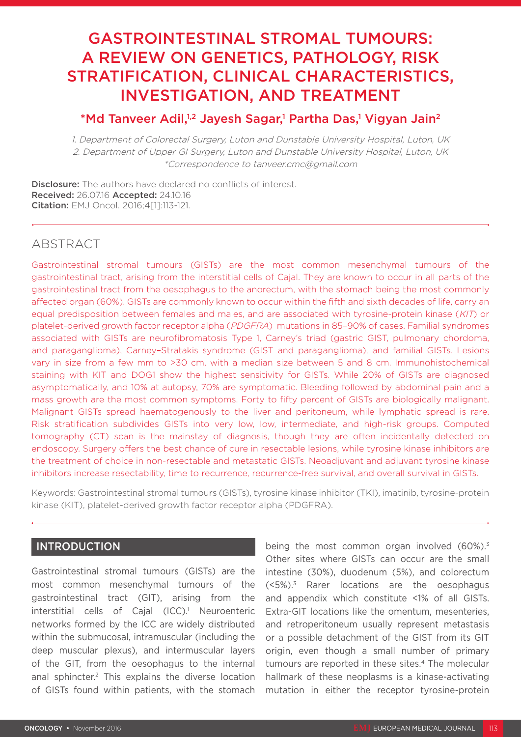# GASTROINTESTINAL STROMAL TUMOURS: A REVIEW ON GENETICS, PATHOLOGY, RISK STRATIFICATION, CLINICAL CHARACTERISTICS, INVESTIGATION, AND TREATMENT

**\*Md Tanveer Adil,[1,2] Jayesh Sagar,[1] Partha Das,[1] Vigyan Jain[2]**

*1. Department of Colorectal Surgery, Luton and Dunstable University Hospital, Luton, UK*
*2. Department of Upper GI Surgery, Luton and Dunstable University Hospital, Luton, UK*
*\*Correspondence to tanveer.cmc@gmail.com*

**Disclosure:** The authors have declared no conflicts of interest.
**Received:** 26.07.16 **Accepted:** 24.10.16
**Citation:** EMJ Oncol. 2016;4[1]:113-121.

## ABSTRACT

Gastrointestinal stromal tumours (GISTs) are the most common mesenchymal tumours of the gastrointestinal tract, arising from the interstitial cells of Cajal. They are known to occur in all parts of the gastrointestinal tract from the oesophagus to the anorectum, with the stomach being the most commonly affected organ (60%). GISTs are commonly known to occur within the fifth and sixth decades of life, carry an equal predisposition between females and males, and are associated with tyrosine-protein kinase (*KIT*) or platelet-derived growth factor receptor alpha (*PDGFRA*) mutations in 85–90% of cases. Familial syndromes associated with GISTs are neurofibromatosis Type 1, Carney's triad (gastric GIST, pulmonary chordoma, and paraganglioma), Carney–Stratakis syndrome (GIST and paraganglioma), and familial GISTs. Lesions vary in size from a few mm to >30 cm, with a median size between 5 and 8 cm. Immunohistochemical staining with KIT and DOG1 show the highest sensitivity for GISTs. While 20% of GISTs are diagnosed asymptomatically, and 10% at autopsy, 70% are symptomatic. Bleeding followed by abdominal pain and a mass growth are the most common symptoms. Forty to fifty percent of GISTs are biologically malignant. Malignant GISTs spread haematogenously to the liver and peritoneum, while lymphatic spread is rare. Risk stratification subdivides GISTs into very low, low, intermediate, and high-risk groups. Computed tomography (CT) scan is the mainstay of diagnosis, though they are often incidentally detected on endoscopy. Surgery offers the best chance of cure in resectable lesions, while tyrosine kinase inhibitors are the treatment of choice in non-resectable and metastatic GISTs. Neoadjuvant and adjuvant tyrosine kinase inhibitors increase resectability, time to recurrence, recurrence-free survival, and overall survival in GISTs.

Keywords: Gastrointestinal stromal tumours (GISTs), tyrosine kinase inhibitor (TKI), imatinib, tyrosine-protein kinase (KIT), platelet-derived growth factor receptor alpha (PDGFRA).

## INTRODUCTION

Gastrointestinal stromal tumours (GISTs) are the most common mesenchymal tumours of the gastrointestinal tract (GIT), arising from the interstitial cells of Cajal (ICC).[1] Neuroenteric networks formed by the ICC are widely distributed within the submucosal, intramuscular (including the deep muscular plexus), and intermuscular layers of the GIT, from the oesophagus to the internal anal sphincter.[2] This explains the diverse location of GISTs found within patients, with the stomach being the most common organ involved (60%).[3] Other sites where GISTs can occur are the small intestine (30%), duodenum (5%), and colorectum (<5%).[3] Rarer locations are the oesophagus and appendix which constitute <1% of all GISTs. Extra-GIT locations like the omentum, mesenteries, and retroperitoneum usually represent metastasis or a possible detachment of the GIST from its GIT origin, even though a small number of primary tumours are reported in these sites.[4] The molecular hallmark of these neoplasms is a kinase-activating mutation in either the receptor tyrosine-protein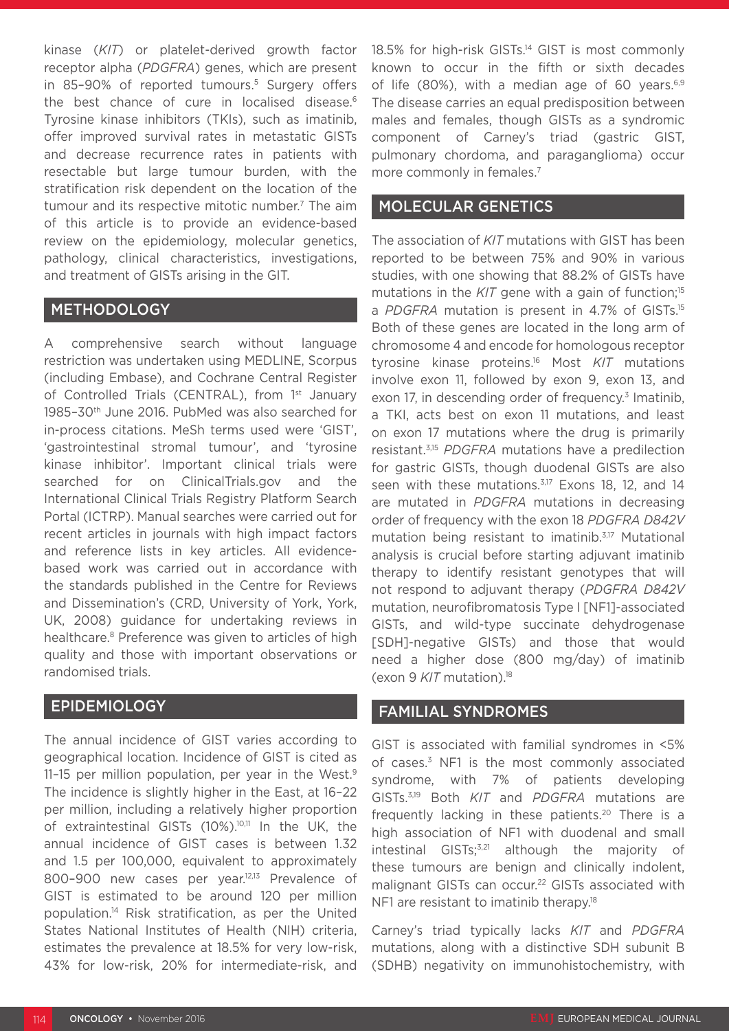kinase (*KIT*) or platelet-derived growth factor receptor alpha (*PDGFRA*) genes, which are present in 85–90% of reported tumours.[5] Surgery offers the best chance of cure in localised disease.[6] Tyrosine kinase inhibitors (TKIs), such as imatinib, offer improved survival rates in metastatic GISTs and decrease recurrence rates in patients with resectable but large tumour burden, with the stratification risk dependent on the location of the tumour and its respective mitotic number.[7] The aim of this article is to provide an evidence-based review on the epidemiology, molecular genetics, pathology, clinical characteristics, investigations, and treatment of GISTs arising in the GIT.

## METHODOLOGY

A comprehensive search without language restriction was undertaken using MEDLINE, Scorpus (including Embase), and Cochrane Central Register of Controlled Trials (CENTRAL), from 1st January 1985–30th June 2016. PubMed was also searched for in-process citations. MeSh terms used were 'GIST', 'gastrointestinal stromal tumour', and 'tyrosine kinase inhibitor'. Important clinical trials were searched for on ClinicalTrials.gov and the International Clinical Trials Registry Platform Search Portal (ICTRP). Manual searches were carried out for recent articles in journals with high impact factors and reference lists in key articles. All evidence-based work was carried out in accordance with the standards published in the Centre for Reviews and Dissemination's (CRD, University of York, York, UK, 2008) guidance for undertaking reviews in healthcare.[8] Preference was given to articles of high quality and those with important observations or randomised trials.

## EPIDEMIOLOGY

The annual incidence of GIST varies according to geographical location. Incidence of GIST is cited as 11–15 per million population, per year in the West.[9] The incidence is slightly higher in the East, at 16–22 per million, including a relatively higher proportion of extraintestinal GISTs (10%).[10,11] In the UK, the annual incidence of GIST cases is between 1.32 and 1.5 per 100,000, equivalent to approximately 800–900 new cases per year.[12,13] Prevalence of GIST is estimated to be around 120 per million population.[14] Risk stratification, as per the United States National Institutes of Health (NIH) criteria, estimates the prevalence at 18.5% for very low-risk, 43% for low-risk, 20% for intermediate-risk, and 18.5% for high-risk GISTs.[14] GIST is most commonly known to occur in the fifth or sixth decades of life (80%), with a median age of 60 years.[6,9] The disease carries an equal predisposition between males and females, though GISTs as a syndromic component of Carney's triad (gastric GIST, pulmonary chordoma, and paraganglioma) occur more commonly in females.[7]

## MOLECULAR GENETICS

The association of *KIT* mutations with GIST has been reported to be between 75% and 90% in various studies, with one showing that 88.2% of GISTs have mutations in the *KIT* gene with a gain of function;[15] a *PDGFRA* mutation is present in 4.7% of GISTs.[15] Both of these genes are located in the long arm of chromosome 4 and encode for homologous receptor tyrosine kinase proteins.[16] Most *KIT* mutations involve exon 11, followed by exon 9, exon 13, and exon 17, in descending order of frequency.[3] Imatinib, a TKI, acts best on exon 11 mutations, and least on exon 17 mutations where the drug is primarily resistant.[3,15] *PDGFRA* mutations have a predilection for gastric GISTs, though duodenal GISTs are also seen with these mutations.[3,17] Exons 18, 12, and 14 are mutated in *PDGFRA* mutations in decreasing order of frequency with the exon 18 *PDGFRA D842V* mutation being resistant to imatinib.[3,17] Mutational analysis is crucial before starting adjuvant imatinib therapy to identify resistant genotypes that will not respond to adjuvant therapy (*PDGFRA D842V* mutation, neurofibromatosis Type I [NF1]-associated GISTs, and wild-type succinate dehydrogenase [SDH]-negative GISTs) and those that would need a higher dose (800 mg/day) of imatinib (exon 9 *KIT* mutation).[18]

## FAMILIAL SYNDROMES

GIST is associated with familial syndromes in <5% of cases.[3] NF1 is the most commonly associated syndrome, with 7% of patients developing GISTs.[3,19] Both *KIT* and *PDGFRA* mutations are frequently lacking in these patients.[20] There is a high association of NF1 with duodenal and small intestinal GISTs;[3,21] although the majority of these tumours are benign and clinically indolent, malignant GISTs can occur.[22] GISTs associated with NF1 are resistant to imatinib therapy.[18]

Carney's triad typically lacks *KIT* and *PDGFRA* mutations, along with a distinctive SDH subunit B (SDHB) negativity on immunohistochemistry, with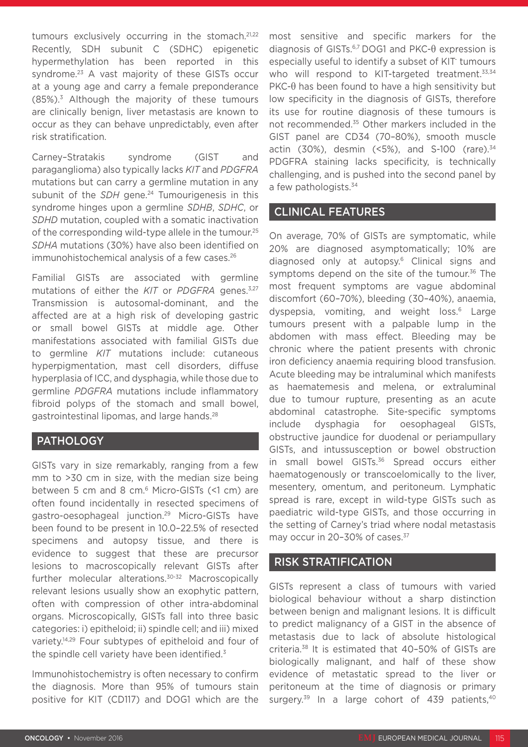tumours exclusively occurring in the stomach.[21,22] Recently, SDH subunit C (SDHC) epigenetic hypermethylation has been reported in this syndrome.[23] A vast majority of these GISTs occur at a young age and carry a female preponderance (85%).[3] Although the majority of these tumours are clinically benign, liver metastasis are known to occur as they can behave unpredictably, even after risk stratification.

Carney–Stratakis syndrome (GIST and paraganglioma) also typically lacks *KIT* and *PDGFRA* mutations but can carry a germline mutation in any subunit of the *SDH* gene.[24] Tumourigenesis in this syndrome hinges upon a germline *SDHB*, *SDHC*, or *SDHD* mutation, coupled with a somatic inactivation of the corresponding wild-type allele in the tumour.[25] *SDHA* mutations (30%) have also been identified on immunohistochemical analysis of a few cases.[26]

Familial GISTs are associated with germline mutations of either the *KIT* or *PDGFRA* genes.[3,27] Transmission is autosomal-dominant, and the affected are at a high risk of developing gastric or small bowel GISTs at middle age. Other manifestations associated with familial GISTs due to germline *KIT* mutations include: cutaneous hyperpigmentation, mast cell disorders, diffuse hyperplasia of ICC, and dysphagia, while those due to germline *PDGFRA* mutations include inflammatory fibroid polyps of the stomach and small bowel, gastrointestinal lipomas, and large hands.[28]

## PATHOLOGY

GISTs vary in size remarkably, ranging from a few mm to >30 cm in size, with the median size being between 5 cm and 8 cm.[6] Micro-GISTs (<1 cm) are often found incidentally in resected specimens of gastro-oesophageal junction.[29] Micro-GISTs have been found to be present in 10.0–22.5% of resected specimens and autopsy tissue, and there is evidence to suggest that these are precursor lesions to macroscopically relevant GISTs after further molecular alterations.[30-32] Macroscopically relevant lesions usually show an exophytic pattern, often with compression of other intra-abdominal organs. Microscopically, GISTs fall into three basic categories: i) epitheloid; ii) spindle cell; and iii) mixed variety.[14,29] Four subtypes of epitheloid and four of the spindle cell variety have been identified.[3]

Immunohistochemistry is often necessary to confirm the diagnosis. More than 95% of tumours stain positive for KIT (CD117) and DOG1 which are the most sensitive and specific markers for the diagnosis of GISTs.[6,7] DOG1 and PKC-θ expression is especially useful to identify a subset of KIT- tumours who will respond to KIT-targeted treatment.[33,34] PKC-θ has been found to have a high sensitivity but low specificity in the diagnosis of GISTs, therefore its use for routine diagnosis of these tumours is not recommended.[35] Other markers included in the GIST panel are CD34 (70–80%), smooth muscle actin (30%), desmin (<5%), and S-100 (rare).[34] PDGFRA staining lacks specificity, is technically challenging, and is pushed into the second panel by a few pathologists.[34]

## CLINICAL FEATURES

On average, 70% of GISTs are symptomatic, while 20% are diagnosed asymptomatically; 10% are diagnosed only at autopsy.[6] Clinical signs and symptoms depend on the site of the tumour.[36] The most frequent symptoms are vague abdominal discomfort (60–70%), bleeding (30–40%), anaemia, dyspepsia, vomiting, and weight loss.[6] Large tumours present with a palpable lump in the abdomen with mass effect. Bleeding may be chronic where the patient presents with chronic iron deficiency anaemia requiring blood transfusion. Acute bleeding may be intraluminal which manifests as haematemesis and melena, or extraluminal due to tumour rupture, presenting as an acute abdominal catastrophe. Site-specific symptoms include dysphagia for oesophageal GISTs, obstructive jaundice for duodenal or periampullary GISTs, and intussusception or bowel obstruction in small bowel GISTs.[36] Spread occurs either haematogenously or transcoelomically to the liver, mesentery, omentum, and peritoneum. Lymphatic spread is rare, except in wild-type GISTs such as paediatric wild-type GISTs, and those occurring in the setting of Carney's triad where nodal metastasis may occur in 20–30% of cases.[37]

## RISK STRATIFICATION

GISTs represent a class of tumours with varied biological behaviour without a sharp distinction between benign and malignant lesions. It is difficult to predict malignancy of a GIST in the absence of metastasis due to lack of absolute histological criteria.[38] It is estimated that 40–50% of GISTs are biologically malignant, and half of these show evidence of metastatic spread to the liver or peritoneum at the time of diagnosis or primary surgery.[39] In a large cohort of 439 patients,[40]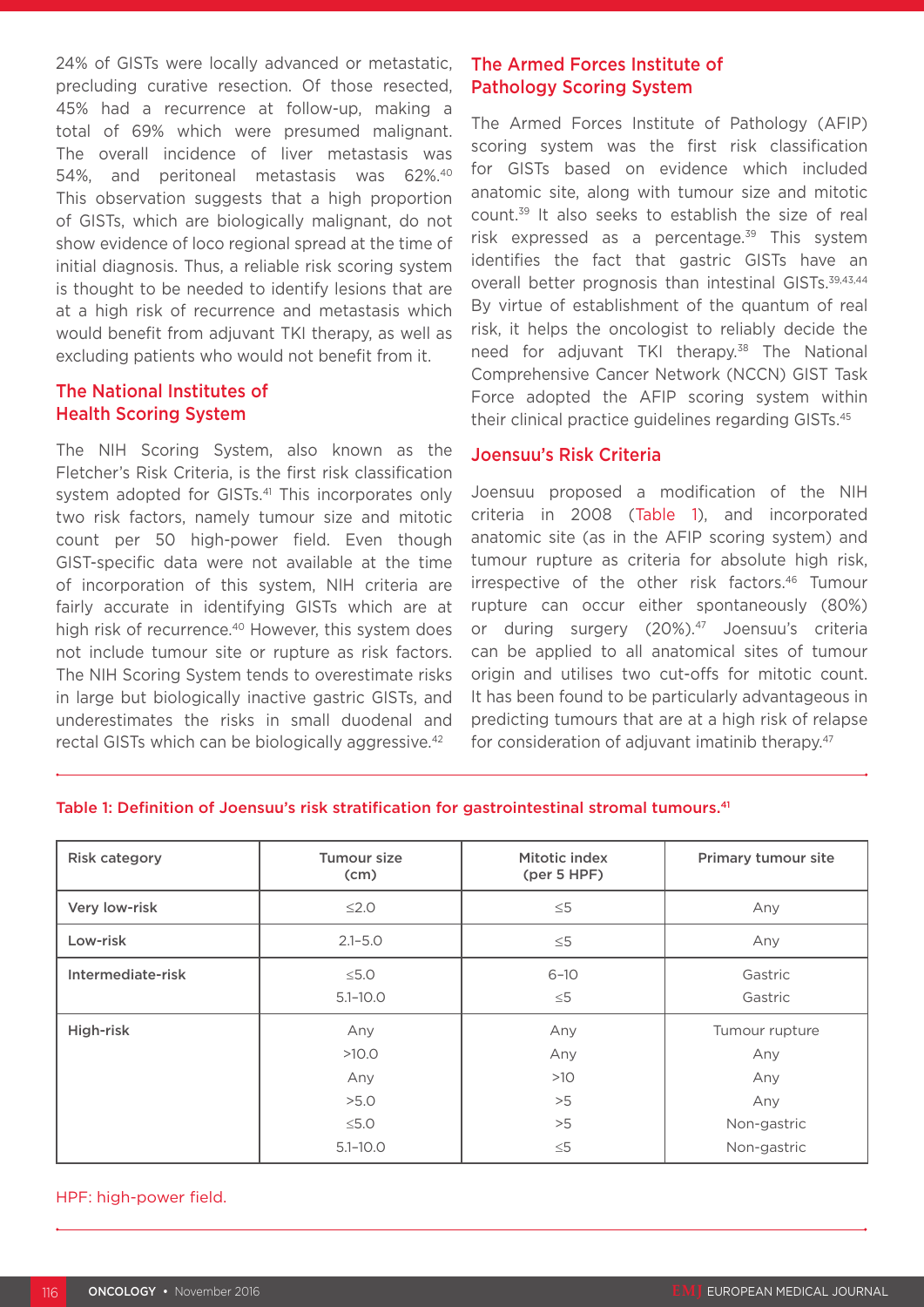24% of GISTs were locally advanced or metastatic, precluding curative resection. Of those resected, 45% had a recurrence at follow-up, making a total of 69% which were presumed malignant. The overall incidence of liver metastasis was 54%, and peritoneal metastasis was 62%.[40] This observation suggests that a high proportion of GISTs, which are biologically malignant, do not show evidence of loco regional spread at the time of initial diagnosis. Thus, a reliable risk scoring system is thought to be needed to identify lesions that are at a high risk of recurrence and metastasis which would benefit from adjuvant TKI therapy, as well as excluding patients who would not benefit from it.

## The National Institutes of Health Scoring System

The NIH Scoring System, also known as the Fletcher's Risk Criteria, is the first risk classification system adopted for GISTs.[41] This incorporates only two risk factors, namely tumour size and mitotic count per 50 high-power field. Even though GIST-specific data were not available at the time of incorporation of this system, NIH criteria are fairly accurate in identifying GISTs which are at high risk of recurrence.[40] However, this system does not include tumour site or rupture as risk factors. The NIH Scoring System tends to overestimate risks in large but biologically inactive gastric GISTs, and underestimates the risks in small duodenal and rectal GISTs which can be biologically aggressive.[42]

## The Armed Forces Institute of Pathology Scoring System

The Armed Forces Institute of Pathology (AFIP) scoring system was the first risk classification for GISTs based on evidence which included anatomic site, along with tumour size and mitotic count.[39] It also seeks to establish the size of real risk expressed as a percentage.[39] This system identifies the fact that gastric GISTs have an overall better prognosis than intestinal GISTs.[39,43,44] By virtue of establishment of the quantum of real risk, it helps the oncologist to reliably decide the need for adjuvant TKI therapy.[38] The National Comprehensive Cancer Network (NCCN) GIST Task Force adopted the AFIP scoring system within their clinical practice guidelines regarding GISTs.[45]

## Joensuu's Risk Criteria

Joensuu proposed a modification of the NIH criteria in 2008 (Table 1), and incorporated anatomic site (as in the AFIP scoring system) and tumour rupture as criteria for absolute high risk, irrespective of the other risk factors.[46] Tumour rupture can occur either spontaneously (80%) or during surgery (20%).[47] Joensuu's criteria can be applied to all anatomical sites of tumour origin and utilises two cut-offs for mitotic count. It has been found to be particularly advantageous in predicting tumours that are at a high risk of relapse for consideration of adjuvant imatinib therapy.[47]

Table 1: Definition of Joensuu's risk stratification for gastrointestinal stromal tumours.[41]

| Risk category | Tumour size (cm) | Mitotic index (per 5 HPF) | Primary tumour site |
|---|---|---|---|
| Very low-risk | ≤2.0 | ≤5 | Any |
| Low-risk | 2.1–5.0 | ≤5 | Any |
| Intermediate-risk | ≤5.0 | 6–10 | Gastric |
| | 5.1–10.0 | ≤5 | Gastric |
| High-risk | Any | Any | Tumour rupture |
| | >10.0 | Any | Any |
| | Any | >10 | Any |
| | >5.0 | >5 | Any |
| | ≤5.0 | >5 | Non-gastric |
| | 5.1–10.0 | ≤5 | Non-gastric |

HPF: high-power field.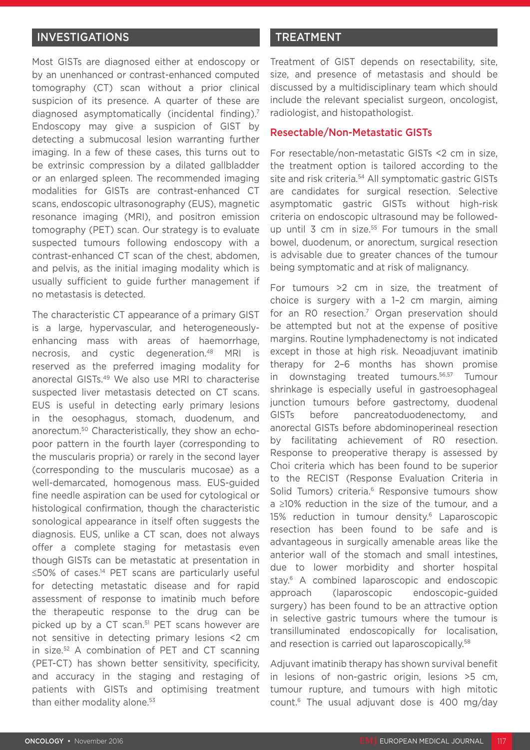## INVESTIGATIONS

Most GISTs are diagnosed either at endoscopy or by an unenhanced or contrast-enhanced computed tomography (CT) scan without a prior clinical suspicion of its presence. A quarter of these are diagnosed asymptomatically (incidental finding).[7] Endoscopy may give a suspicion of GIST by detecting a submucosal lesion warranting further imaging. In a few of these cases, this turns out to be extrinsic compression by a dilated gallbladder or an enlarged spleen. The recommended imaging modalities for GISTs are contrast-enhanced CT scans, endoscopic ultrasonography (EUS), magnetic resonance imaging (MRI), and positron emission tomography (PET) scan. Our strategy is to evaluate suspected tumours following endoscopy with a contrast-enhanced CT scan of the chest, abdomen, and pelvis, as the initial imaging modality which is usually sufficient to guide further management if no metastasis is detected.

The characteristic CT appearance of a primary GIST is a large, hypervascular, and heterogeneously-enhancing mass with areas of haemorrhage, necrosis, and cystic degeneration.[48] MRI is reserved as the preferred imaging modality for anorectal GISTs.[49] We also use MRI to characterise suspected liver metastasis detected on CT scans. EUS is useful in detecting early primary lesions in the oesophagus, stomach, duodenum, and anorectum.[50] Characteristically, they show an echo-poor pattern in the fourth layer (corresponding to the muscularis propria) or rarely in the second layer (corresponding to the muscularis mucosae) as a well-demarcated, homogenous mass. EUS-guided fine needle aspiration can be used for cytological or histological confirmation, though the characteristic sonological appearance in itself often suggests the diagnosis. EUS, unlike a CT scan, does not always offer a complete staging for metastasis even though GISTs can be metastatic at presentation in ≤50% of cases.[14] PET scans are particularly useful for detecting metastatic disease and for rapid assessment of response to imatinib much before the therapeutic response to the drug can be picked up by a CT scan.[51] PET scans however are not sensitive in detecting primary lesions <2 cm in size.[52] A combination of PET and CT scanning (PET-CT) has shown better sensitivity, specificity, and accuracy in the staging and restaging of patients with GISTs and optimising treatment than either modality alone.[53]

## TREATMENT

Treatment of GIST depends on resectability, site, size, and presence of metastasis and should be discussed by a multidisciplinary team which should include the relevant specialist surgeon, oncologist, radiologist, and histopathologist.

### Resectable/Non-Metastatic GISTs

For resectable/non-metastatic GISTs <2 cm in size, the treatment option is tailored according to the site and risk criteria.[54] All symptomatic gastric GISTs are candidates for surgical resection. Selective asymptomatic gastric GISTs without high-risk criteria on endoscopic ultrasound may be followed-up until 3 cm in size.[55] For tumours in the small bowel, duodenum, or anorectum, surgical resection is advisable due to greater chances of the tumour being symptomatic and at risk of malignancy.

For tumours >2 cm in size, the treatment of choice is surgery with a 1–2 cm margin, aiming for an R0 resection.[7] Organ preservation should be attempted but not at the expense of positive margins. Routine lymphadenectomy is not indicated except in those at high risk. Neoadjuvant imatinib therapy for 2–6 months has shown promise in downstaging treated tumours.[56,57] Tumour shrinkage is especially useful in gastroesophageal junction tumours before gastrectomy, duodenal GISTs before pancreatoduodenectomy, and anorectal GISTs before abdominoperineal resection by facilitating achievement of R0 resection. Response to preoperative therapy is assessed by Choi criteria which has been found to be superior to the RECIST (Response Evaluation Criteria in Solid Tumors) criteria.[6] Responsive tumours show a ≥10% reduction in the size of the tumour, and a 15% reduction in tumour density.[6] Laparoscopic resection has been found to be safe and is advantageous in surgically amenable areas like the anterior wall of the stomach and small intestines, due to lower morbidity and shorter hospital stay.[6] A combined laparoscopic and endoscopic approach (laparoscopic endoscopic-guided surgery) has been found to be an attractive option in selective gastric tumours where the tumour is transilluminated endoscopically for localisation, and resection is carried out laparoscopically.[58]

Adjuvant imatinib therapy has shown survival benefit in lesions of non-gastric origin, lesions >5 cm, tumour rupture, and tumours with high mitotic count.[6] The usual adjuvant dose is 400 mg/day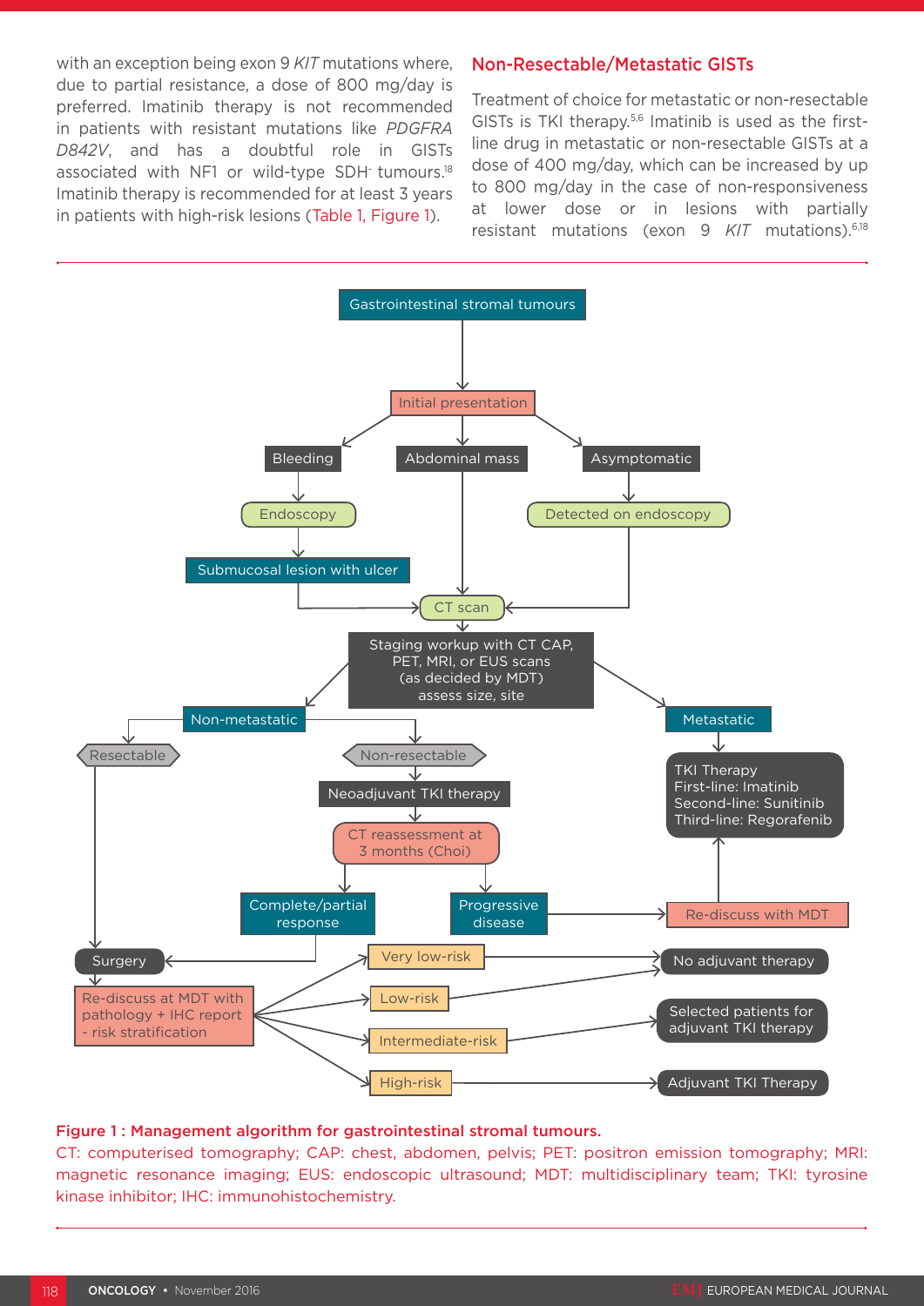with an exception being exon 9 *KIT* mutations where, due to partial resistance, a dose of 800 mg/day is preferred. Imatinib therapy is not recommended in patients with resistant mutations like *PDGFRA D842V*, and has a doubtful role in GISTs associated with NF1 or wild-type SDH- tumours.[18] Imatinib therapy is recommended for at least 3 years in patients with high-risk lesions (Table 1, Figure 1).

## Non-Resectable/Metastatic GISTs

Treatment of choice for metastatic or non-resectable GISTs is TKI therapy.[5,6] Imatinib is used as the first-line drug in metastatic or non-resectable GISTs at a dose of 400 mg/day, which can be increased by up to 800 mg/day in the case of non-responsiveness at lower dose or in lesions with partially resistant mutations (exon 9 *KIT* mutations).[6,18]

Gastrointestinal stromal tumours → Initial presentation → Bleeding / Abdominal mass / Asymptomatic

Bleeding → Endoscopy → Submucosal lesion with ulcer → CT scan
Abdominal mass → CT scan
Asymptomatic → Detected on endoscopy → CT scan

CT scan → Staging workup with CT CAP, PET, MRI, or EUS scans (as decided by MDT) assess size, site → Non-metastatic / Metastatic

Non-metastatic → Resectable → Surgery
Non-metastatic → Non-resectable → Neoadjuvant TKI therapy → CT reassessment at 3 months (Choi) → Complete/partial response → Surgery; Progressive disease → Re-discuss with MDT → TKI Therapy

Metastatic → TKI Therapy: First-line: Imatinib; Second-line: Sunitinib; Third-line: Regorafenib

Surgery → Re-discuss at MDT with pathology + IHC report - risk stratification → Very low-risk / Low-risk → No adjuvant therapy; Intermediate-risk → Selected patients for adjuvant TKI therapy; High-risk → Adjuvant TKI Therapy

**Figure 1 : Management algorithm for gastrointestinal stromal tumours.**
CT: computerised tomography; CAP: chest, abdomen, pelvis; PET: positron emission tomography; MRI: magnetic resonance imaging; EUS: endoscopic ultrasound; MDT: multidisciplinary team; TKI: tyrosine kinase inhibitor; IHC: immunohistochemistry.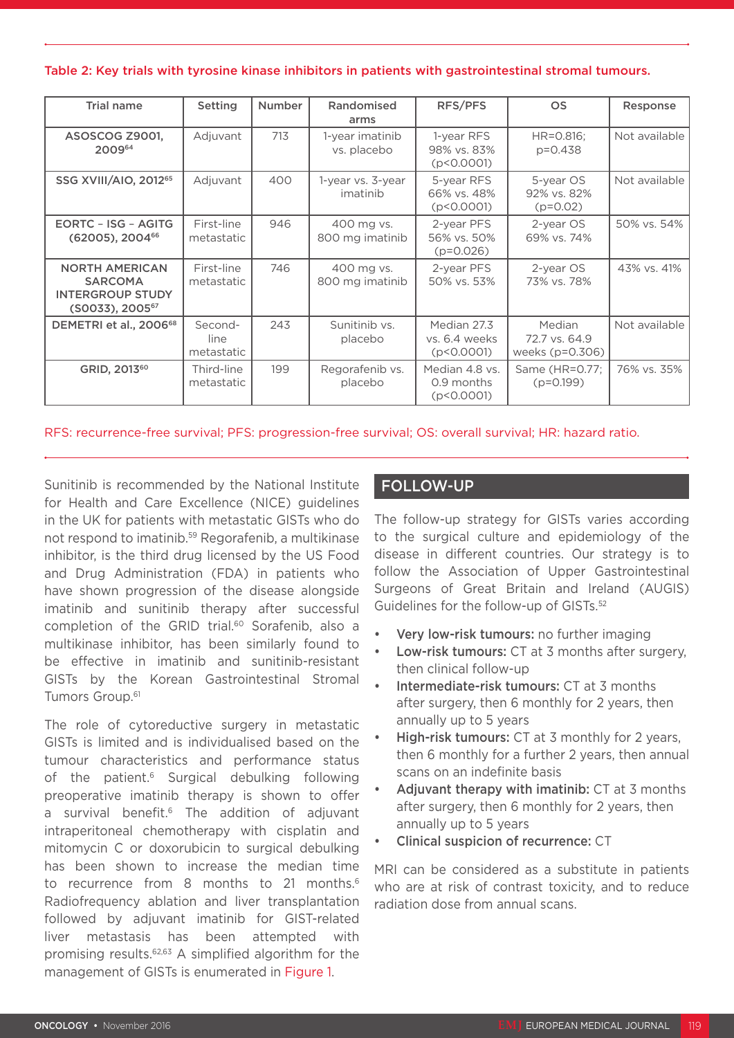Table 2: Key trials with tyrosine kinase inhibitors in patients with gastrointestinal stromal tumours.

| Trial name | Setting | Number | Randomised arms | RFS/PFS | OS | Response |
|---|---|---|---|---|---|---|
| ASOSCOG Z9001, 2009[64] | Adjuvant | 713 | 1-year imatinib vs. placebo | 1-year RFS 98% vs. 83% (p<0.0001) | HR=0.816; p=0.438 | Not available |
| SSG XVIII/AIO, 2012[65] | Adjuvant | 400 | 1-year vs. 3-year imatinib | 5-year RFS 66% vs. 48% (p<0.0001) | 5-year OS 92% vs. 82% (p=0.02) | Not available |
| EORTC – ISG – AGITG (62005), 2004[66] | First-line metastatic | 946 | 400 mg vs. 800 mg imatinib | 2-year PFS 56% vs. 50% (p=0.026) | 2-year OS 69% vs. 74% | 50% vs. 54% |
| NORTH AMERICAN SARCOMA INTERGROUP STUDY (S0033), 2005[67] | First-line metastatic | 746 | 400 mg vs. 800 mg imatinib | 2-year PFS 50% vs. 53% | 2-year OS 73% vs. 78% | 43% vs. 41% |
| DEMETRI et al., 2006[68] | Second-line metastatic | 243 | Sunitinib vs. placebo | Median 27.3 vs. 6.4 weeks (p<0.0001) | Median 72.7 vs. 64.9 weeks (p=0.306) | Not available |
| GRID, 2013[60] | Third-line metastatic | 199 | Regorafenib vs. placebo | Median 4.8 vs. 0.9 months (p<0.0001) | Same (HR=0.77; (p=0.199) | 76% vs. 35% |

RFS: recurrence-free survival; PFS: progression-free survival; OS: overall survival; HR: hazard ratio.

Sunitinib is recommended by the National Institute for Health and Care Excellence (NICE) guidelines in the UK for patients with metastatic GISTs who do not respond to imatinib.[59] Regorafenib, a multikinase inhibitor, is the third drug licensed by the US Food and Drug Administration (FDA) in patients who have shown progression of the disease alongside imatinib and sunitinib therapy after successful completion of the GRID trial.[60] Sorafenib, also a multikinase inhibitor, has been similarly found to be effective in imatinib and sunitinib-resistant GISTs by the Korean Gastrointestinal Stromal Tumors Group.[61]

The role of cytoreductive surgery in metastatic GISTs is limited and is individualised based on the tumour characteristics and performance status of the patient.[6] Surgical debulking following preoperative imatinib therapy is shown to offer a survival benefit.[6] The addition of adjuvant intraperitoneal chemotherapy with cisplatin and mitomycin C or doxorubicin to surgical debulking has been shown to increase the median time to recurrence from 8 months to 21 months.[6] Radiofrequency ablation and liver transplantation followed by adjuvant imatinib for GIST-related liver metastasis has been attempted with promising results.[62,63] A simplified algorithm for the management of GISTs is enumerated in Figure 1.

## FOLLOW-UP

The follow-up strategy for GISTs varies according to the surgical culture and epidemiology of the disease in different countries. Our strategy is to follow the Association of Upper Gastrointestinal Surgeons of Great Britain and Ireland (AUGIS) Guidelines for the follow-up of GISTs.[52]

- **Very low-risk tumours:** no further imaging
- **Low-risk tumours:** CT at 3 months after surgery, then clinical follow-up
- **Intermediate-risk tumours:** CT at 3 months after surgery, then 6 monthly for 2 years, then annually up to 5 years
- **High-risk tumours:** CT at 3 monthly for 2 years, then 6 monthly for a further 2 years, then annual scans on an indefinite basis
- **Adjuvant therapy with imatinib:** CT at 3 months after surgery, then 6 monthly for 2 years, then annually up to 5 years
- **Clinical suspicion of recurrence:** CT

MRI can be considered as a substitute in patients who are at risk of contrast toxicity, and to reduce radiation dose from annual scans.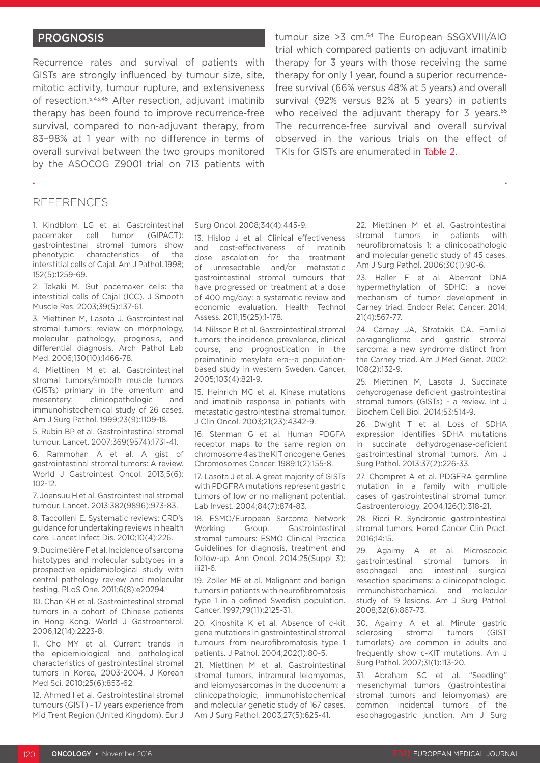## PROGNOSIS

Recurrence rates and survival of patients with GISTs are strongly influenced by tumour size, site, mitotic activity, tumour rupture, and extensiveness of resection.[5,43,45] After resection, adjuvant imatinib therapy has been found to improve recurrence-free survival, compared to non-adjuvant therapy, from 83–98% at 1 year with no difference in terms of overall survival between the two groups monitored by the ASOCOG Z9001 trial on 713 patients with tumour size >3 cm.[64] The European SSGXVIII/AIO trial which compared patients on adjuvant imatinib therapy for 3 years with those receiving the same therapy for only 1 year, found a superior recurrence-free survival (66% versus 48% at 5 years) and overall survival (92% versus 82% at 5 years) in patients who received the adjuvant therapy for 3 years.[65] The recurrence-free survival and overall survival observed in the various trials on the effect of TKIs for GISTs are enumerated in Table 2.

## REFERENCES

1. Kindblom LG et al. Gastrointestinal pacemaker cell tumor (GIPACT): gastrointestinal stromal tumors show phenotypic characteristics of the interstitial cells of Cajal. Am J Pathol. 1998; 152(5):1259-69.

2. Takaki M. Gut pacemaker cells: the interstitial cells of Cajal (ICC). J Smooth Muscle Res. 2003;39(5):137-61.

3. Miettinen M, Lasota J. Gastrointestinal stromal tumors: review on morphology, molecular pathology, prognosis, and differential diagnosis. Arch Pathol Lab Med. 2006;130(10):1466-78.

4. Miettinen M et al. Gastrointestinal stromal tumors/smooth muscle tumors (GISTs) primary in the omentum and mesentery: clinicopathologic and immunohistochemical study of 26 cases. Am J Surg Pathol. 1999;23(9):1109-18.

5. Rubin BP et al. Gastrointestinal stromal tumour. Lancet. 2007;369(9574):1731-41.

6. Rammohan A et al. A gist of gastrointestinal stromal tumors: A review. World J Gastrointest Oncol. 2013;5(6): 102-12.

7. Joensuu H et al. Gastrointestinal stromal tumour. Lancet. 2013;382(9896):973-83.

8. Taccolleni E. Systematic reviews: CRD's guidance for undertaking reviews in health care. Lancet Infect Dis. 2010;10(4):226.

9. Ducimetière F et al. Incidence of sarcoma histotypes and molecular subtypes in a prospective epidemiological study with central pathology review and molecular testing. PLoS One. 2011;6(8):e20294.

10. Chan KH et al. Gastrointestinal stromal tumors in a cohort of Chinese patients in Hong Kong. World J Gastroenterol. 2006;12(14):2223-8.

11. Cho MY et al. Current trends in the epidemiological and pathological characteristics of gastrointestinal stromal tumors in Korea, 2003-2004. J Korean Med Sci. 2010;25(6):853-62.

12. Ahmed I et al. Gastrointestinal stromal tumours (GIST) - 17 years experience from Mid Trent Region (United Kingdom). Eur J Surg Oncol. 2008;34(4):445-9.

13. Hislop J et al. Clinical effectiveness and cost-effectiveness of imatinib dose escalation for the treatment of unresectable and/or metastatic gastrointestinal stromal tumours that have progressed on treatment at a dose of 400 mg/day: a systematic review and economic evaluation. Health Technol Assess. 2011;15(25):1-178.

14. Nilsson B et al. Gastrointestinal stromal tumors: the incidence, prevalence, clinical course, and prognostication in the preimatinib mesylate era--a population-based study in western Sweden. Cancer. 2005;103(4):821-9.

15. Heinrich MC et al. Kinase mutations and imatinib response in patients with metastatic gastrointestinal stromal tumor. J Clin Oncol. 2003;21(23):4342-9.

16. Stenman G et al. Human PDGFA receptor maps to the same region on chromosome 4 as the KIT oncogene. Genes Chromosomes Cancer. 1989;1(2):155-8.

17. Lasota J et al. A great majority of GISTs with PDGFRA mutations represent gastric tumors of low or no malignant potential. Lab Invest. 2004;84(7):874-83.

18. ESMO/European Sarcoma Network Working Group. Gastrointestinal stromal tumours: ESMO Clinical Practice Guidelines for diagnosis, treatment and follow-up. Ann Oncol. 2014;25(Suppl 3): iii21-6.

19. Zöller ME et al. Malignant and benign tumors in patients with neurofibromatosis type 1 in a defined Swedish population. Cancer. 1997;79(11):2125-31.

20. Kinoshita K et al. Absence of c-kit gene mutations in gastrointestinal stromal tumours from neurofibromatosis type 1 patients. J Pathol. 2004;202(1):80-5.

21. Miettinen M et al. Gastrointestinal stromal tumors, intramural leiomyomas, and leiomyosarcomas in the duodenum: a clinicopathologic, immunohistochemical and molecular genetic study of 167 cases. Am J Surg Pathol. 2003;27(5):625-41.

22. Miettinen M et al. Gastrointestinal stromal tumors in patients with neurofibromatosis 1: a clinicopathologic and molecular genetic study of 45 cases. Am J Surg Pathol. 2006;30(1):90-6.

23. Haller F et al. Aberrant DNA hypermethylation of SDHC: a novel mechanism of tumor development in Carney triad. Endocr Relat Cancer. 2014; 21(4):567-77.

24. Carney JA, Stratakis CA. Familial paraganglioma and gastric stromal sarcoma: a new syndrome distinct from the Carney triad. Am J Med Genet. 2002; 108(2):132-9.

25. Miettinen M, Lasota J. Succinate dehydrogenase deficient gastrointestinal stromal tumors (GISTs) - a review. Int J Biochem Cell Biol. 2014;53:514-9.

26. Dwight T et al. Loss of SDHA expression identifies SDHA mutations in succinate dehydrogenase-deficient gastrointestinal stromal tumors. Am J Surg Pathol. 2013;37(2):226-33.

27. Chompret A et al. PDGFRA germline mutation in a family with multiple cases of gastrointestinal stromal tumor. Gastroenterology. 2004;126(1):318-21.

28. Ricci R. Syndromic gastrointestinal stromal tumors. Hered Cancer Clin Pract. 2016;14:15.

29. Agaimy A et al. Microscopic gastrointestinal stromal tumors in esophageal and intestinal surgical resection specimens: a clinicopathologic, immunohistochemical, and molecular study of 19 lesions. Am J Surg Pathol. 2008;32(6):867-73.

30. Agaimy A et al. Minute gastric sclerosing stromal tumors (GIST tumorlets) are common in adults and frequently show c-KIT mutations. Am J Surg Pathol. 2007;31(1):113-20.

31. Abraham SC et al. "Seedling" mesenchymal tumors (gastrointestinal stromal tumors and leiomyomas) are common incidental tumors of the esophagogastric junction. Am J Surg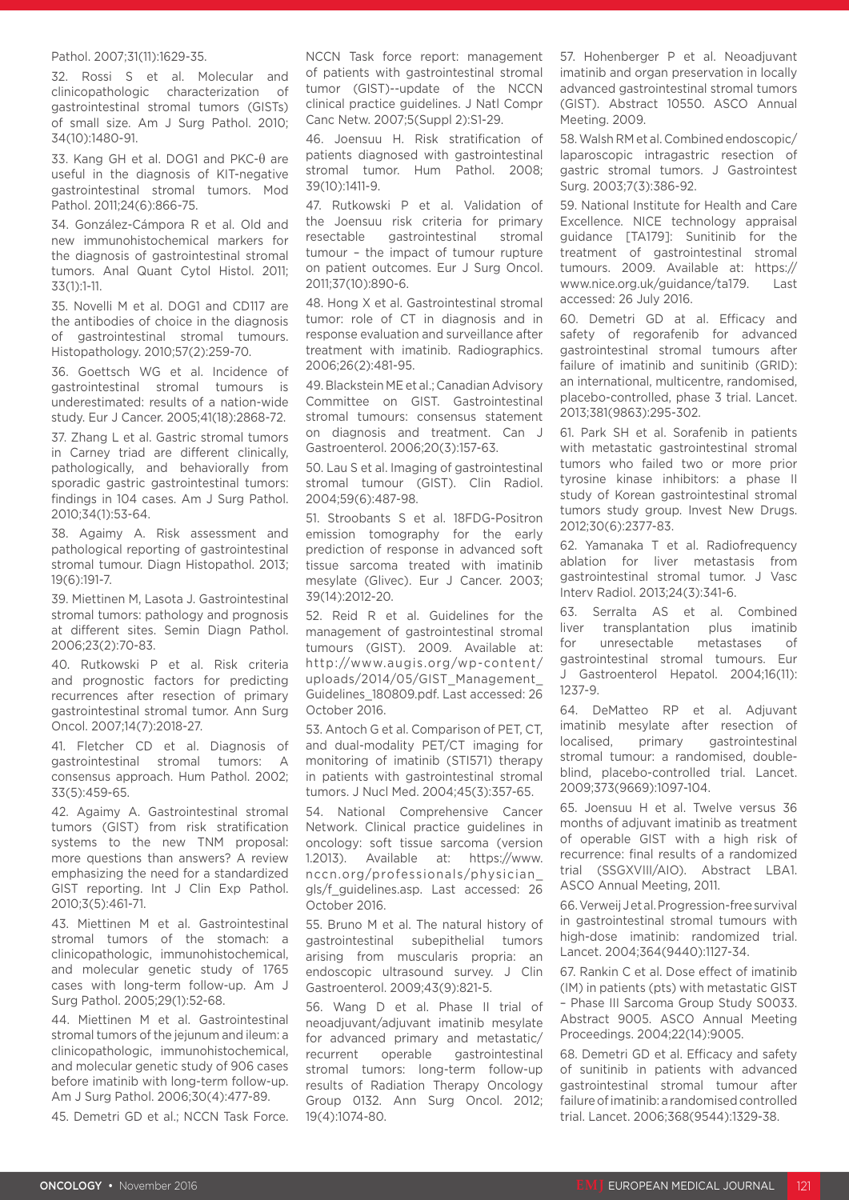Pathol. 2007;31(11):1629-35.

32. Rossi S et al. Molecular and clinicopathologic characterization of gastrointestinal stromal tumors (GISTs) of small size. Am J Surg Pathol. 2010; 34(10):1480-91.

33. Kang GH et al. DOG1 and PKC-θ are useful in the diagnosis of KIT-negative gastrointestinal stromal tumors. Mod Pathol. 2011;24(6):866-75.

34. González-Cámpora R et al. Old and new immunohistochemical markers for the diagnosis of gastrointestinal stromal tumors. Anal Quant Cytol Histol. 2011; 33(1):1-11.

35. Novelli M et al. DOG1 and CD117 are the antibodies of choice in the diagnosis of gastrointestinal stromal tumours. Histopathology. 2010;57(2):259-70.

36. Goettsch WG et al. Incidence of gastrointestinal stromal tumours is underestimated: results of a nation-wide study. Eur J Cancer. 2005;41(18):2868-72.

37. Zhang L et al. Gastric stromal tumors in Carney triad are different clinically, pathologically, and behaviorally from sporadic gastric gastrointestinal stromal tumors: findings in 104 cases. Am J Surg Pathol. 2010;34(1):53-64.

38. Agaimy A. Risk assessment and pathological reporting of gastrointestinal stromal tumour. Diagn Histopathol. 2013; 19(6):191-7.

39. Miettinen M, Lasota J. Gastrointestinal stromal tumors: pathology and prognosis at different sites. Semin Diagn Pathol. 2006;23(2):70-83.

40. Rutkowski P et al. Risk criteria and prognostic factors for predicting recurrences after resection of primary gastrointestinal stromal tumor. Ann Surg Oncol. 2007;14(7):2018-27.

41. Fletcher CD et al. Diagnosis of gastrointestinal stromal tumors: A consensus approach. Hum Pathol. 2002; 33(5):459-65.

42. Agaimy A. Gastrointestinal stromal tumors (GIST) from risk stratification systems to the new TNM proposal: more questions than answers? A review emphasizing the need for a standardized GIST reporting. Int J Clin Exp Pathol. 2010;3(5):461-71.

43. Miettinen M et al. Gastrointestinal stromal tumors of the stomach: a clinicopathologic, immunohistochemical, and molecular genetic study of 1765 cases with long-term follow-up. Am J Surg Pathol. 2005;29(1):52-68.

44. Miettinen M et al. Gastrointestinal stromal tumors of the jejunum and ileum: a clinicopathologic, immunohistochemical, and molecular genetic study of 906 cases before imatinib with long-term follow-up. Am J Surg Pathol. 2006;30(4):477-89.

45. Demetri GD et al.; NCCN Task Force. NCCN Task force report: management of patients with gastrointestinal stromal tumor (GIST)--update of the NCCN clinical practice guidelines. J Natl Compr Canc Netw. 2007;5(Suppl 2):S1-29.

46. Joensuu H. Risk stratification of patients diagnosed with gastrointestinal stromal tumor. Hum Pathol. 2008; 39(10):1411-9.

47. Rutkowski P et al. Validation of the Joensuu risk criteria for primary resectable gastrointestinal stromal tumour – the impact of tumour rupture on patient outcomes. Eur J Surg Oncol. 2011;37(10):890-6.

48. Hong X et al. Gastrointestinal stromal tumor: role of CT in diagnosis and in response evaluation and surveillance after treatment with imatinib. Radiographics. 2006;26(2):481-95.

49. Blackstein ME et al.; Canadian Advisory Committee on GIST. Gastrointestinal stromal tumours: consensus statement on diagnosis and treatment. Can J Gastroenterol. 2006;20(3):157-63.

50. Lau S et al. Imaging of gastrointestinal stromal tumour (GIST). Clin Radiol. 2004;59(6):487-98.

51. Stroobants S et al. 18FDG-Positron emission tomography for the early prediction of response in advanced soft tissue sarcoma treated with imatinib mesylate (Glivec). Eur J Cancer. 2003; 39(14):2012-20.

52. Reid R et al. Guidelines for the management of gastrointestinal stromal tumours (GIST). 2009. Available at: http://www.augis.org/wp-content/uploads/2014/05/GIST_Management_Guidelines_180809.pdf. Last accessed: 26 October 2016.

53. Antoch G et al. Comparison of PET, CT, and dual-modality PET/CT imaging for monitoring of imatinib (STI571) therapy in patients with gastrointestinal stromal tumors. J Nucl Med. 2004;45(3):357-65.

54. National Comprehensive Cancer Network. Clinical practice guidelines in oncology: soft tissue sarcoma (version 1.2013). Available at: https://www.nccn.org/professionals/physician_gls/f_guidelines.asp. Last accessed: 26 October 2016.

55. Bruno M et al. The natural history of gastrointestinal subepithelial tumors arising from muscularis propria: an endoscopic ultrasound survey. J Clin Gastroenterol. 2009;43(9):821-5.

56. Wang D et al. Phase II trial of neoadjuvant/adjuvant imatinib mesylate for advanced primary and metastatic/recurrent operable gastrointestinal stromal tumors: long-term follow-up results of Radiation Therapy Oncology Group 0132. Ann Surg Oncol. 2012; 19(4):1074-80.

57. Hohenberger P et al. Neoadjuvant imatinib and organ preservation in locally advanced gastrointestinal stromal tumors (GIST). Abstract 10550. ASCO Annual Meeting. 2009.

58. Walsh RM et al. Combined endoscopic/laparoscopic intragastric resection of gastric stromal tumors. J Gastrointest Surg. 2003;7(3):386-92.

59. National Institute for Health and Care Excellence. NICE technology appraisal guidance [TA179]: Sunitinib for the treatment of gastrointestinal stromal tumours. 2009. Available at: https://www.nice.org.uk/guidance/ta179. Last accessed: 26 July 2016.

60. Demetri GD at al. Efficacy and safety of regorafenib for advanced gastrointestinal stromal tumours after failure of imatinib and sunitinib (GRID): an international, multicentre, randomised, placebo-controlled, phase 3 trial. Lancet. 2013;381(9863):295-302.

61. Park SH et al. Sorafenib in patients with metastatic gastrointestinal stromal tumors who failed two or more prior tyrosine kinase inhibitors: a phase II study of Korean gastrointestinal stromal tumors study group. Invest New Drugs. 2012;30(6):2377-83.

62. Yamanaka T et al. Radiofrequency ablation for liver metastasis from gastrointestinal stromal tumor. J Vasc Interv Radiol. 2013;24(3):341-6.

63. Serralta AS et al. Combined liver transplantation plus imatinib for unresectable metastases of gastrointestinal stromal tumours. Eur J Gastroenterol Hepatol. 2004;16(11): 1237-9.

64. DeMatteo RP et al. Adjuvant imatinib mesylate after resection of localised, primary gastrointestinal stromal tumour: a randomised, double-blind, placebo-controlled trial. Lancet. 2009;373(9669):1097-104.

65. Joensuu H et al. Twelve versus 36 months of adjuvant imatinib as treatment of operable GIST with a high risk of recurrence: final results of a randomized trial (SSGXVIII/AIO). Abstract LBA1. ASCO Annual Meeting, 2011.

66. Verweij J et al. Progression-free survival in gastrointestinal stromal tumours with high-dose imatinib: randomized trial. Lancet. 2004;364(9440):1127-34.

67. Rankin C et al. Dose effect of imatinib (IM) in patients (pts) with metastatic GIST – Phase III Sarcoma Group Study S0033. Abstract 9005. ASCO Annual Meeting Proceedings. 2004;22(14):9005.

68. Demetri GD et al. Efficacy and safety of sunitinib in patients with advanced gastrointestinal stromal tumour after failure of imatinib: a randomised controlled trial. Lancet. 2006;368(9544):1329-38.